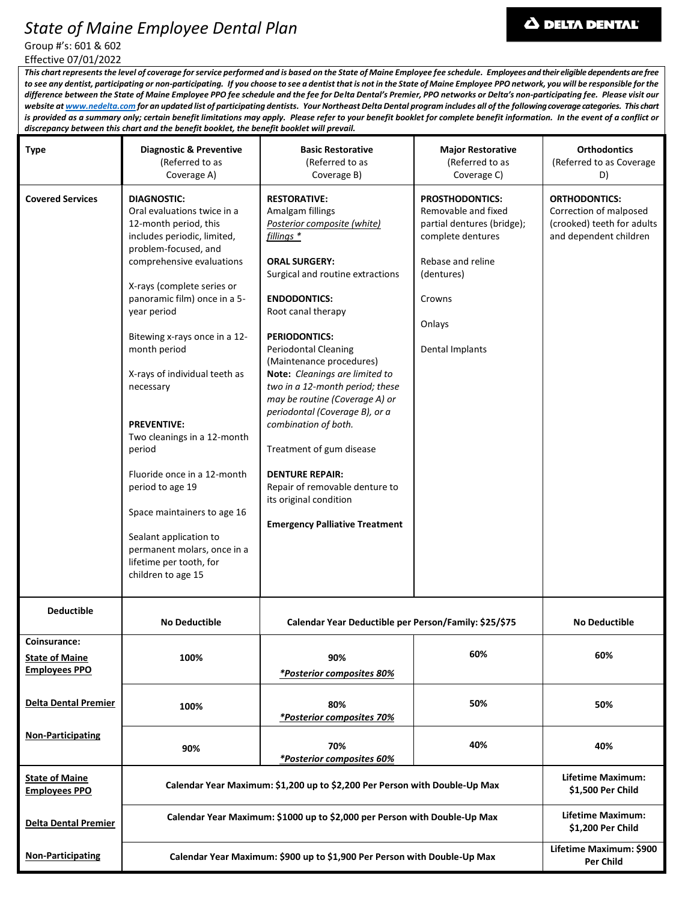# State of Maine Employee Dental Plan

**DELTA DENTAL**

Group #'s: 601 & 602

Effective 07/01/2022

***This chart represents the level of coverage for service performed and is based on the State of Maine Employee fee schedule. Employees and their eligible dependents are free to see any dentist, participating or non-participating. If you choose to see a dentist that is not in the State of Maine Employee PPO network, you will be responsible for the difference between the State of Maine Employee PPO fee schedule and the fee for Delta Dental's Premier, PPO networks or Delta's non-participating fee. Please visit our website at [www.nedelta.com](http://www.nedelta.com) for an updated list of participating dentists. Your Northeast Delta Dental program includes all of the following coverage categories. This chart is provided as a summary only; certain benefit limitations may apply. Please refer to your benefit booklet for complete benefit information. In the event of a conflict or discrepancy between this chart and the benefit booklet, the benefit booklet will prevail.***

| **Type** | **Diagnostic & Preventive** (Referred to as Coverage A) | **Basic Restorative** (Referred to as Coverage B) | **Major Restorative** (Referred to as Coverage C) | **Orthodontics** (Referred to as Coverage D) |
|---|---|---|---|---|
| **Covered Services** | **DIAGNOSTIC:** Oral evaluations twice in a 12-month period, this includes periodic, limited, problem-focused, and comprehensive evaluations<br><br>X-rays (complete series or panoramic film) once in a 5-year period<br><br>Bitewing x-rays once in a 12-month period<br><br>X-rays of individual teeth as necessary<br><br>**PREVENTIVE:** Two cleanings in a 12-month period<br><br>Fluoride once in a 12-month period to age 19<br><br>Space maintainers to age 16<br><br>Sealant application to permanent molars, once in a lifetime per tooth, for children to age 15 | **RESTORATIVE:** Amalgam fillings<br>*Posterior composite (white) fillings **<br><br>**ORAL SURGERY:** Surgical and routine extractions<br><br>**ENDODONTICS:** Root canal therapy<br><br>**PERIODONTICS:** Periodontal Cleaning (Maintenance procedures)<br>**Note:** *Cleanings are limited to two in a 12-month period; these may be routine (Coverage A) or periodontal (Coverage B), or a combination of both.*<br><br>Treatment of gum disease<br><br>**DENTURE REPAIR:** Repair of removable denture to its original condition<br><br>**Emergency Palliative Treatment** | **PROSTHODONTICS:** Removable and fixed partial dentures (bridge); complete dentures<br><br>Rebase and reline (dentures)<br><br>Crowns<br><br>Onlays<br><br>Dental Implants | **ORTHODONTICS:** Correction of malposed (crooked) teeth for adults and dependent children |
| **Deductible** | **No Deductible** | **Calendar Year Deductible per Person/Family: $25/$75** | | **No Deductible** |
| **Coinsurance:**<br>**State of Maine Employees PPO** | **100%** | **90%**<br>***Posterior composites 80%*** | **60%** | **60%** |
| **Delta Dental Premier** | **100%** | **80%**<br>***Posterior composites 70%*** | **50%** | **50%** |
| **Non-Participating** | **90%** | **70%**<br>***Posterior composites 60%*** | **40%** | **40%** |
| **State of Maine Employees PPO** | **Calendar Year Maximum: $1,200 up to $2,200 Per Person with Double-Up Max** | | | **Lifetime Maximum: $1,500 Per Child** |
| **Delta Dental Premier** | **Calendar Year Maximum: $1000 up to $2,000 per Person with Double-Up Max** | | | **Lifetime Maximum: $1,200 Per Child** |
| **Non-Participating** | **Calendar Year Maximum: $900 up to $1,900 Per Person with Double-Up Max** | | | **Lifetime Maximum: $900 Per Child** |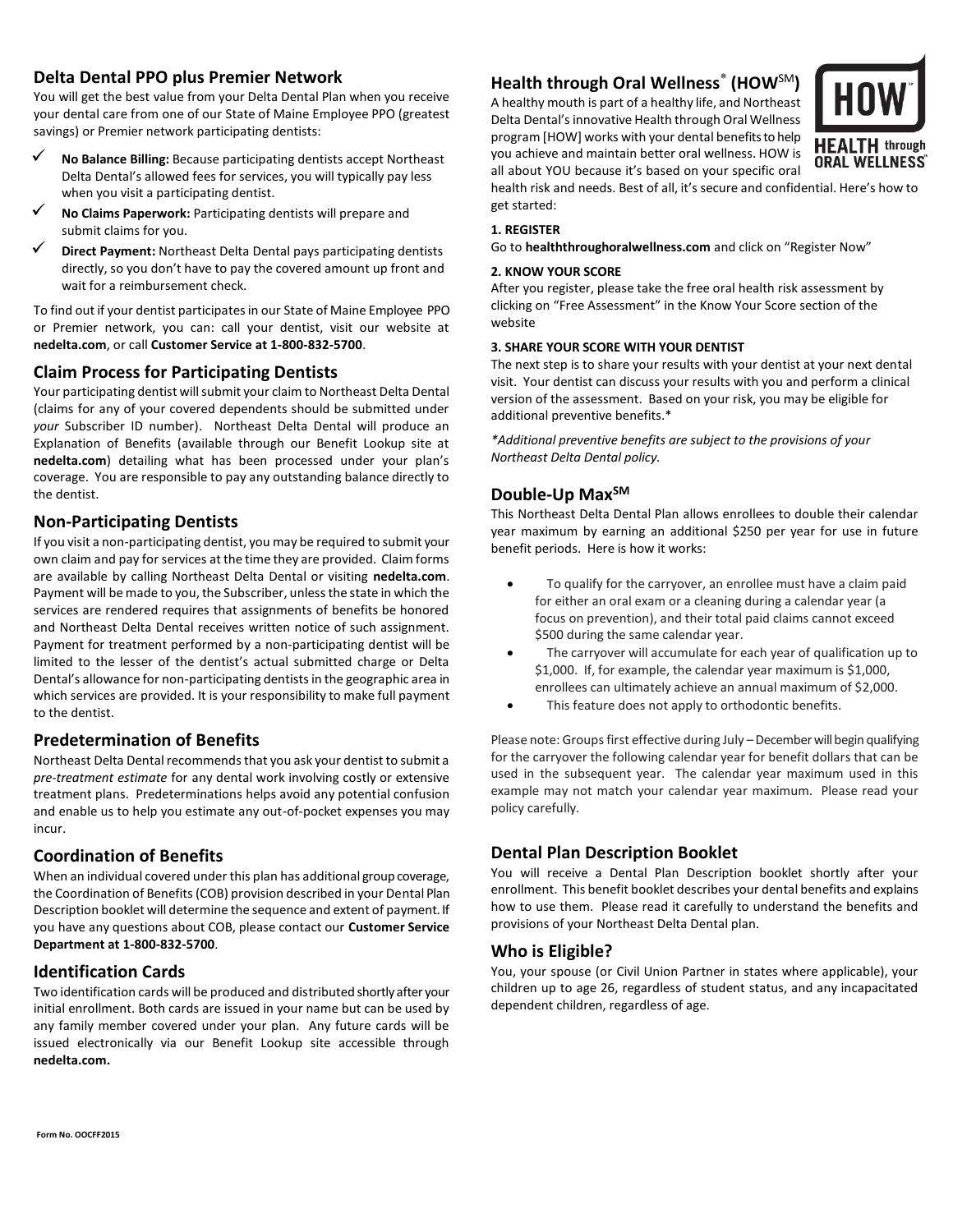## Delta Dental PPO plus Premier Network

You will get the best value from your Delta Dental Plan when you receive your dental care from one of our State of Maine Employee PPO (greatest savings) or Premier network participating dentists:

- ✓ **No Balance Billing:** Because participating dentists accept Northeast Delta Dental's allowed fees for services, you will typically pay less when you visit a participating dentist.
- ✓ **No Claims Paperwork:** Participating dentists will prepare and submit claims for you.
- ✓ **Direct Payment:** Northeast Delta Dental pays participating dentists directly, so you don't have to pay the covered amount up front and wait for a reimbursement check.

To find out if your dentist participates in our State of Maine Employee PPO or Premier network, you can: call your dentist, visit our website at **nedelta.com**, or call **Customer Service at 1-800-832-5700**.

## Claim Process for Participating Dentists

Your participating dentist will submit your claim to Northeast Delta Dental (claims for any of your covered dependents should be submitted under *your* Subscriber ID number). Northeast Delta Dental will produce an Explanation of Benefits (available through our Benefit Lookup site at **nedelta.com**) detailing what has been processed under your plan's coverage. You are responsible to pay any outstanding balance directly to the dentist.

## Non-Participating Dentists

If you visit a non-participating dentist, you may be required to submit your own claim and pay for services at the time they are provided. Claim forms are available by calling Northeast Delta Dental or visiting **nedelta.com**. Payment will be made to you, the Subscriber, unless the state in which the services are rendered requires that assignments of benefits be honored and Northeast Delta Dental receives written notice of such assignment. Payment for treatment performed by a non-participating dentist will be limited to the lesser of the dentist's actual submitted charge or Delta Dental's allowance for non-participating dentists in the geographic area in which services are provided. It is your responsibility to make full payment to the dentist.

## Predetermination of Benefits

Northeast Delta Dental recommends that you ask your dentist to submit a *pre-treatment estimate* for any dental work involving costly or extensive treatment plans. Predeterminations helps avoid any potential confusion and enable us to help you estimate any out-of-pocket expenses you may incur.

## Coordination of Benefits

When an individual covered under this plan has additional group coverage, the Coordination of Benefits (COB) provision described in your Dental Plan Description booklet will determine the sequence and extent of payment. If you have any questions about COB, please contact our **Customer Service Department at 1-800-832-5700**.

## Identification Cards

Two identification cards will be produced and distributed shortly after your initial enrollment. Both cards are issued in your name but can be used by any family member covered under your plan. Any future cards will be issued electronically via our Benefit Lookup site accessible through **nedelta.com.**

## Health through Oral Wellness® (HOW℠)

A healthy mouth is part of a healthy life, and Northeast Delta Dental's innovative Health through Oral Wellness program [HOW] works with your dental benefits to help you achieve and maintain better oral wellness. HOW is all about YOU because it's based on your specific oral health risk and needs. Best of all, it's secure and confidential. Here's how to get started:

**1. REGISTER**

Go to **healththroughoralwellness.com** and click on "Register Now"

**2. KNOW YOUR SCORE**

After you register, please take the free oral health risk assessment by clicking on "Free Assessment" in the Know Your Score section of the website

**3. SHARE YOUR SCORE WITH YOUR DENTIST**

The next step is to share your results with your dentist at your next dental visit. Your dentist can discuss your results with you and perform a clinical version of the assessment. Based on your risk, you may be eligible for additional preventive benefits.*

*\*Additional preventive benefits are subject to the provisions of your Northeast Delta Dental policy.*

## Double-Up Max℠

This Northeast Delta Dental Plan allows enrollees to double their calendar year maximum by earning an additional $250 per year for use in future benefit periods. Here is how it works:

- To qualify for the carryover, an enrollee must have a claim paid for either an oral exam or a cleaning during a calendar year (a focus on prevention), and their total paid claims cannot exceed $500 during the same calendar year.
- The carryover will accumulate for each year of qualification up to $1,000. If, for example, the calendar year maximum is $1,000, enrollees can ultimately achieve an annual maximum of $2,000.
- This feature does not apply to orthodontic benefits.

Please note: Groups first effective during July – December will begin qualifying for the carryover the following calendar year for benefit dollars that can be used in the subsequent year. The calendar year maximum used in this example may not match your calendar year maximum. Please read your policy carefully.

## Dental Plan Description Booklet

You will receive a Dental Plan Description booklet shortly after your enrollment. This benefit booklet describes your dental benefits and explains how to use them. Please read it carefully to understand the benefits and provisions of your Northeast Delta Dental plan.

## Who is Eligible?

You, your spouse (or Civil Union Partner in states where applicable), your children up to age 26, regardless of student status, and any incapacitated dependent children, regardless of age.

Form No. OOCFF2015